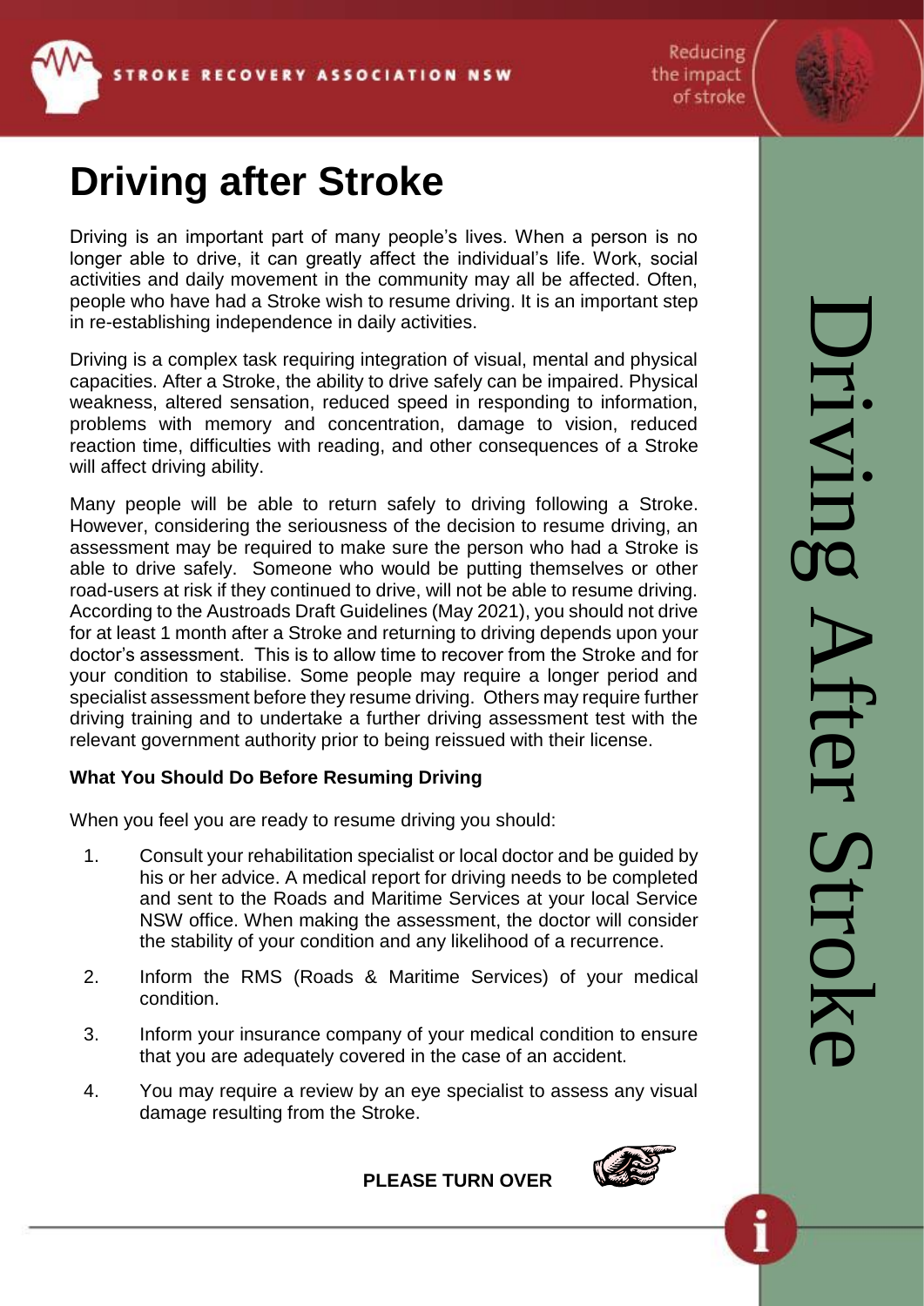# Driving after Stroke

Driving is an important part of many people's lives. When a person is no longer able to drive, it can greatly affect the individual's life. Work, social activities and daily movement in the community may all be affected. Often, people who have had a Stroke wish to resume driving. It is an important step in re-establishing independence in daily activities.

Driving is a complex task requiring integration of visual, mental and physical capacities. After a Stroke, the ability to drive safely can be impaired. Physical weakness, altered sensation, reduced speed in responding to information, problems with memory and concentration, damage to vision, reduced reaction time, difficulties with reading, and other consequences of a Stroke will affect driving ability.

Many people will be able to return safely to driving following a Stroke. However, considering the seriousness of the decision to resume driving, an assessment may be required to make sure the person who had a Stroke is able to drive safely. Someone who would be putting themselves or other road-users at risk if they continued to drive, will not be able to resume driving. According to the Austroads Draft Guidelines (May 2021), you should not drive for at least 1 month after a Stroke and returning to driving depends upon your doctor's assessment. This is to allow time to recover from the Stroke and for your condition to stabilise. Some people may require a longer period and specialist assessment before they resume driving. Others may require further driving training and to undertake a further driving assessment test with the relevant government authority prior to being reissued with their license.

**What You Should Do Before Resuming Driving**

When you feel you are ready to resume driving you should:

1. Consult your rehabilitation specialist or local doctor and be guided by his or her advice. A medical report for driving needs to be completed and sent to the Roads and Maritime Services at your local Service NSW office. When making the assessment, the doctor will consider the stability of your condition and any likelihood of a recurrence.
2. Inform the RMS (Roads & Maritime Services) of your medical condition.
3. Inform your insurance company of your medical condition to ensure that you are adequately covered in the case of an accident.
4. You may require a review by an eye specialist to assess any visual damage resulting from the Stroke.

**PLEASE TURN OVER**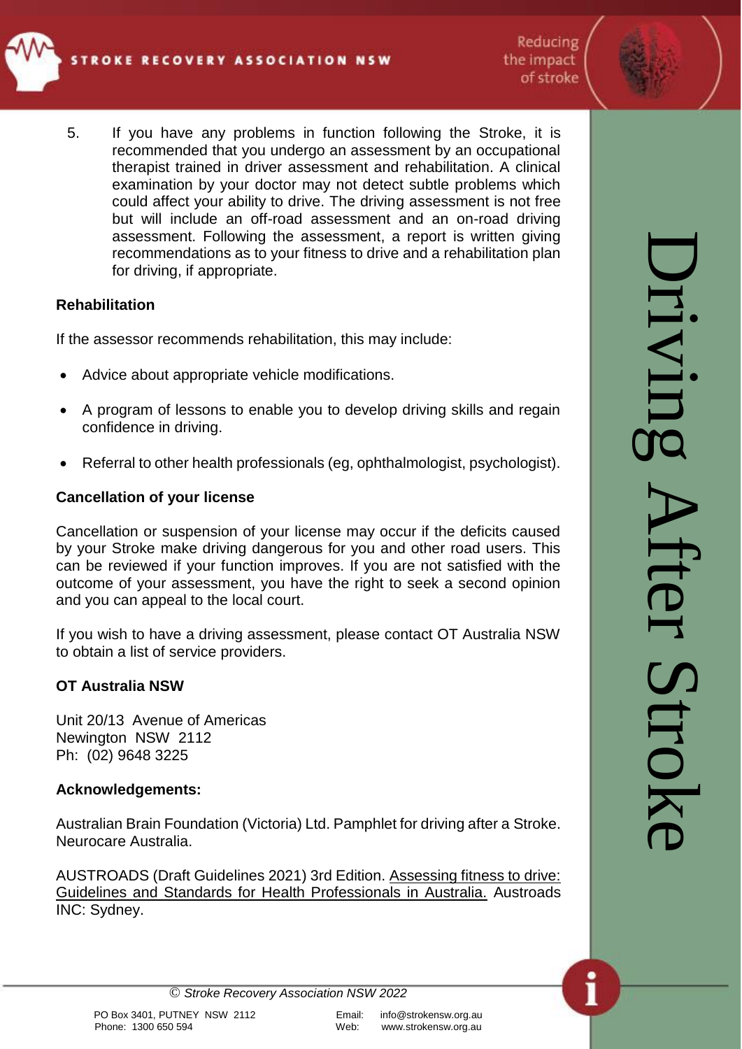5. If you have any problems in function following the Stroke, it is recommended that you undergo an assessment by an occupational therapist trained in driver assessment and rehabilitation. A clinical examination by your doctor may not detect subtle problems which could affect your ability to drive. The driving assessment is not free but will include an off-road assessment and an on-road driving assessment. Following the assessment, a report is written giving recommendations as to your fitness to drive and a rehabilitation plan for driving, if appropriate.

**Rehabilitation**

If the assessor recommends rehabilitation, this may include:

- Advice about appropriate vehicle modifications.
- A program of lessons to enable you to develop driving skills and regain confidence in driving.
- Referral to other health professionals (eg, ophthalmologist, psychologist).

**Cancellation of your license**

Cancellation or suspension of your license may occur if the deficits caused by your Stroke make driving dangerous for you and other road users. This can be reviewed if your function improves. If you are not satisfied with the outcome of your assessment, you have the right to seek a second opinion and you can appeal to the local court.

If you wish to have a driving assessment, please contact OT Australia NSW to obtain a list of service providers.

**OT Australia NSW**

Unit 20/13 Avenue of Americas
Newington NSW 2112
Ph: (02) 9648 3225

**Acknowledgements:**

Australian Brain Foundation (Victoria) Ltd. Pamphlet for driving after a Stroke. Neurocare Australia.

AUSTROADS (Draft Guidelines 2021) 3rd Edition. Assessing fitness to drive: Guidelines and Standards for Health Professionals in Australia. Austroads INC: Sydney.